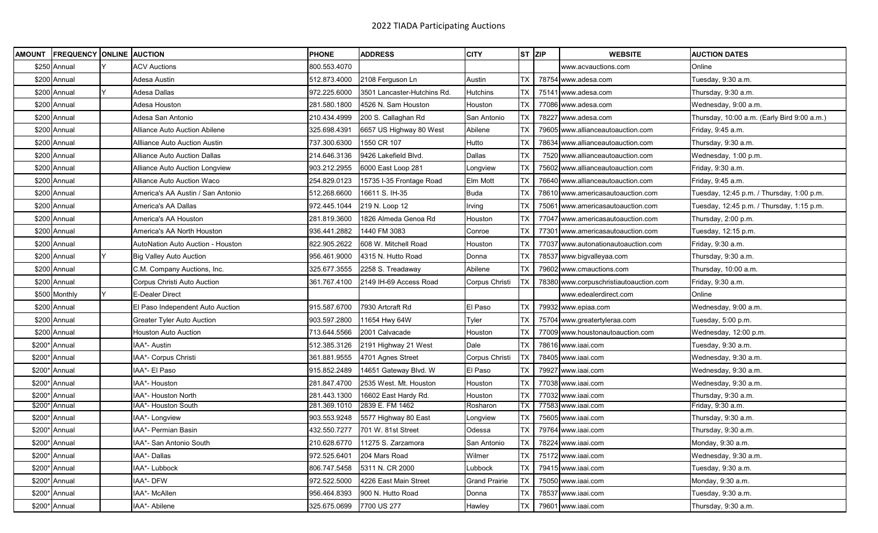# 2022 TIADA Participating Auctions

| AMOUNT | FREQUENCY | ONLINE | AUCTION | PHONE | ADDRESS | CITY | ST | ZIP | WEBSITE | AUCTION DATES |
|---|---|---|---|---|---|---|---|---|---|---|
| $250 | Annual | Y | ACV Auctions | 800.553.4070 | | | | | www.acvauctions.com | Online |
| $200 | Annual | | Adesa Austin | 512.873.4000 | 2108 Ferguson Ln | Austin | TX | 78754 | www.adesa.com | Tuesday, 9:30 a.m. |
| $200 | Annual | Y | Adesa Dallas | 972.225.6000 | 3501 Lancaster-Hutchins Rd. | Hutchins | TX | 75141 | www.adesa.com | Thursday, 9:30 a.m. |
| $200 | Annual | | Adesa Houston | 281.580.1800 | 4526 N. Sam Houston | Houston | TX | 77086 | www.adesa.com | Wednesday, 9:00 a.m. |
| $200 | Annual | | Adesa San Antonio | 210.434.4999 | 200 S. Callaghan Rd | San Antonio | TX | 78227 | www.adesa.com | Thursday, 10:00 a.m. (Early Bird 9:00 a.m.) |
| $200 | Annual | | Alliance Auto Auction Abilene | 325.698.4391 | 6657 US Highway 80 West | Abilene | TX | 79605 | www.allianceautoauction.com | Friday, 9:45 a.m. |
| $200 | Annual | | Allliance Auto Auction Austin | 737.300.6300 | 1550 CR 107 | Hutto | TX | 78634 | www.allianceautoauction.com | Thursday, 9:30 a.m. |
| $200 | Annual | | Alliance Auto Auction Dallas | 214.646.3136 | 9426 Lakefield Blvd. | Dallas | TX | 7520 | www.allianceautoauction.com | Wednesday, 1:00 p.m. |
| $200 | Annual | | Alliance Auto Auction Longview | 903.212.2955 | 6000 East Loop 281 | Longview | TX | 75602 | www.allianceautoauction.com | Friday, 9:30 a.m. |
| $200 | Annual | | Alliance Auto Auction Waco | 254.829.0123 | 15735 I-35 Frontage Road | Elm Mott | TX | 76640 | www.allianceautoauction.com | Friday, 9:45 a.m. |
| $200 | Annual | | America's AA Austin / San Antonio | 512.268.6600 | 16611 S. IH-35 | Buda | TX | 78610 | www.americasautoauction.com | Tuesday, 12:45 p.m. / Thursday, 1:00 p.m. |
| $200 | Annual | | America's AA Dallas | 972.445.1044 | 219 N. Loop 12 | Irving | TX | 75061 | www.americasautoauction.com | Tuesday, 12:45 p.m. / Thursday, 1:15 p.m. |
| $200 | Annual | | America's AA Houston | 281.819.3600 | 1826 Almeda Genoa Rd | Houston | TX | 77047 | www.americasautoauction.com | Thursday, 2:00 p.m. |
| $200 | Annual | | America's AA North Houston | 936.441.2882 | 1440 FM 3083 | Conroe | TX | 77301 | www.americasautoauction.com | Tuesday, 12:15 p.m. |
| $200 | Annual | | AutoNation Auto Auction - Houston | 822.905.2622 | 608 W. Mitchell Road | Houston | TX | 77037 | www.autonationautoauction.com | Friday, 9:30 a.m. |
| $200 | Annual | Y | Big Valley Auto Auction | 956.461.9000 | 4315 N. Hutto Road | Donna | TX | 78537 | www.bigvalleyaa.com | Thursday, 9:30 a.m. |
| $200 | Annual | | C.M. Company Auctions, Inc. | 325.677.3555 | 2258 S. Treadaway | Abilene | TX | 79602 | www.cmauctions.com | Thursday, 10:00 a.m. |
| $200 | Annual | | Corpus Christi Auto Auction | 361.767.4100 | 2149 IH-69 Access Road | Corpus Christi | TX | 78380 | www.corpuschristiautoauction.com | Friday, 9:30 a.m. |
| $500 | Monthly | Y | E-Dealer Direct | | | | | | www.edealerdirect.com | Online |
| $200 | Annual | | El Paso Independent Auto Auction | 915.587.6700 | 7930 Artcraft Rd | El Paso | TX | 79932 | www.epiaa.com | Wednesday, 9:00 a.m. |
| $200 | Annual | | Greater Tyler Auto Auction | 903.597.2800 | 11654 Hwy 64W | Tyler | TX | 75704 | www.greatertyleraa.com | Tuesday, 5:00 p.m. |
| $200 | Annual | | Houston Auto Auction | 713.644.5566 | 2001 Calvacade | Houston | TX | 77009 | www.houstonautoauction.com | Wednesday, 12:00 p.m. |
| $200* | Annual | | IAA*- Austin | 512.385.3126 | 2191 Highway 21 West | Dale | TX | 78616 | www.iaai.com | Tuesday, 9:30 a.m. |
| $200* | Annual | | IAA*- Corpus Christi | 361.881.9555 | 4701 Agnes Street | Corpus Christi | TX | 78405 | www.iaai.com | Wednesday, 9:30 a.m. |
| $200* | Annual | | IAA*- El Paso | 915.852.2489 | 14651 Gateway Blvd. W | El Paso | TX | 79927 | www.iaai.com | Wednesday, 9:30 a.m. |
| $200* | Annual | | IAA*- Houston | 281.847.4700 | 2535 West. Mt. Houston | Houston | TX | 77038 | www.iaai.com | Wednesday, 9:30 a.m. |
| $200* | Annual | | IAA*- Houston North | 281.443.1300 | 16602 East Hardy Rd. | Houston | TX | 77032 | www.iaai.com | Thursday, 9:30 a.m. |
| $200* | Annual | | IAA*- Houston South | 281.369.1010 | 2839 E. FM 1462 | Rosharon | TX | 77583 | www.iaai.com | Friday, 9:30 a.m. |
| $200* | Annual | | IAA*- Longview | 903.553.9248 | 5577 Highway 80 East | Longview | TX | 75605 | www.iaai.com | Thursday, 9:30 a.m. |
| $200* | Annual | | IAA*- Permian Basin | 432.550.7277 | 701 W. 81st Street | Odessa | TX | 79764 | www.iaai.com | Thursday, 9:30 a.m. |
| $200* | Annual | | IAA*- San Antonio South | 210.628.6770 | 11275 S. Zarzamora | San Antonio | TX | 78224 | www.iaai.com | Monday, 9:30 a.m. |
| $200* | Annual | | IAA*- Dallas | 972.525.6401 | 204 Mars Road | Wilmer | TX | 75172 | www.iaai.com | Wednesday, 9:30 a.m. |
| $200* | Annual | | IAA*- Lubbock | 806.747.5458 | 5311 N. CR 2000 | Lubbock | TX | 79415 | www.iaai.com | Tuesday, 9:30 a.m. |
| $200* | Annual | | IAA*- DFW | 972.522.5000 | 4226 East Main Street | Grand Prairie | TX | 75050 | www.iaai.com | Monday, 9:30 a.m. |
| $200* | Annual | | IAA*- McAllen | 956.464.8393 | 900 N. Hutto Road | Donna | TX | 78537 | www.iaai.com | Tuesday, 9:30 a.m. |
| $200* | Annual | | IAA*- Abilene | 325.675.0699 | 7700 US 277 | Hawley | TX | 79601 | www.iaai.com | Thursday, 9:30 a.m. |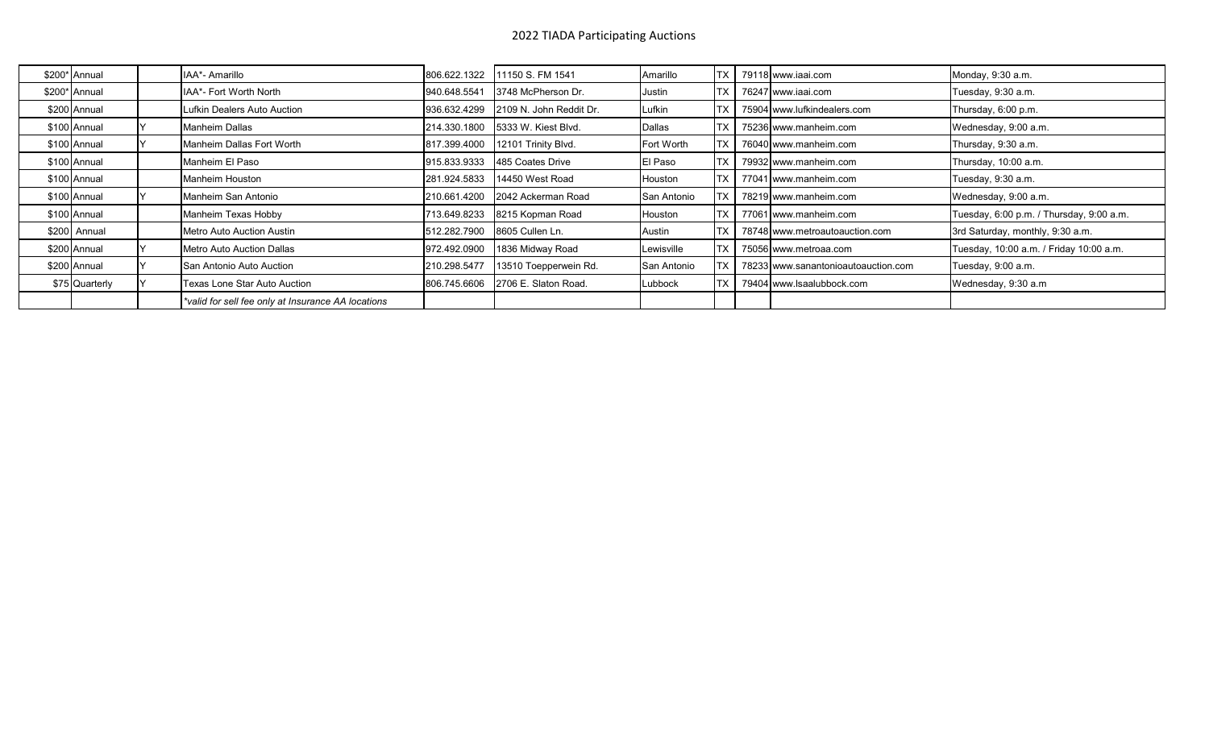# 2022 TIADA Participating Auctions

| | | | | | | | | | | |
|---|---|---|---|---|---|---|---|---|---|---|
| $200* | Annual | | IAA*- Amarillo | 806.622.1322 | 11150 S. FM 1541 | Amarillo | TX | 79118 | www.iaai.com | Monday, 9:30 a.m. |
| $200* | Annual | | IAA*- Fort Worth North | 940.648.5541 | 3748 McPherson Dr. | Justin | TX | 76247 | www.iaai.com | Tuesday, 9:30 a.m. |
| $200 | Annual | | Lufkin Dealers Auto Auction | 936.632.4299 | 2109 N. John Reddit Dr. | Lufkin | TX | 75904 | www.lufkindealers.com | Thursday, 6:00 p.m. |
| $100 | Annual | Y | Manheim Dallas | 214.330.1800 | 5333 W. Kiest Blvd. | Dallas | TX | 75236 | www.manheim.com | Wednesday, 9:00 a.m. |
| $100 | Annual | Y | Manheim Dallas Fort Worth | 817.399.4000 | 12101 Trinity Blvd. | Fort Worth | TX | 76040 | www.manheim.com | Thursday, 9:30 a.m. |
| $100 | Annual | | Manheim El Paso | 915.833.9333 | 485 Coates Drive | El Paso | TX | 79932 | www.manheim.com | Thursday, 10:00 a.m. |
| $100 | Annual | | Manheim Houston | 281.924.5833 | 14450 West Road | Houston | TX | 77041 | www.manheim.com | Tuesday, 9:30 a.m. |
| $100 | Annual | Y | Manheim San Antonio | 210.661.4200 | 2042 Ackerman Road | San Antonio | TX | 78219 | www.manheim.com | Wednesday, 9:00 a.m. |
| $100 | Annual | | Manheim Texas Hobby | 713.649.8233 | 8215 Kopman Road | Houston | TX | 77061 | www.manheim.com | Tuesday, 6:00 p.m. / Thursday, 9:00 a.m. |
| $200 | Annual | | Metro Auto Auction Austin | 512.282.7900 | 8605 Cullen Ln. | Austin | TX | 78748 | www.metroautoauction.com | 3rd Saturday, monthly, 9:30 a.m. |
| $200 | Annual | Y | Metro Auto Auction Dallas | 972.492.0900 | 1836 Midway Road | Lewisville | TX | 75056 | www.metroaa.com | Tuesday, 10:00 a.m. / Friday 10:00 a.m. |
| $200 | Annual | Y | San Antonio Auto Auction | 210.298.5477 | 13510 Toepperwein Rd. | San Antonio | TX | 78233 | www.sanantonioautoauction.com | Tuesday, 9:00 a.m. |
| $75 | Quarterly | Y | Texas Lone Star Auto Auction | 806.745.6606 | 2706 E. Slaton Road. | Lubbock | TX | 79404 | www.lsaalubbock.com | Wednesday, 9:30 a.m |
| | | | *valid for sell fee only at Insurance AA locations* | | | | | | | |